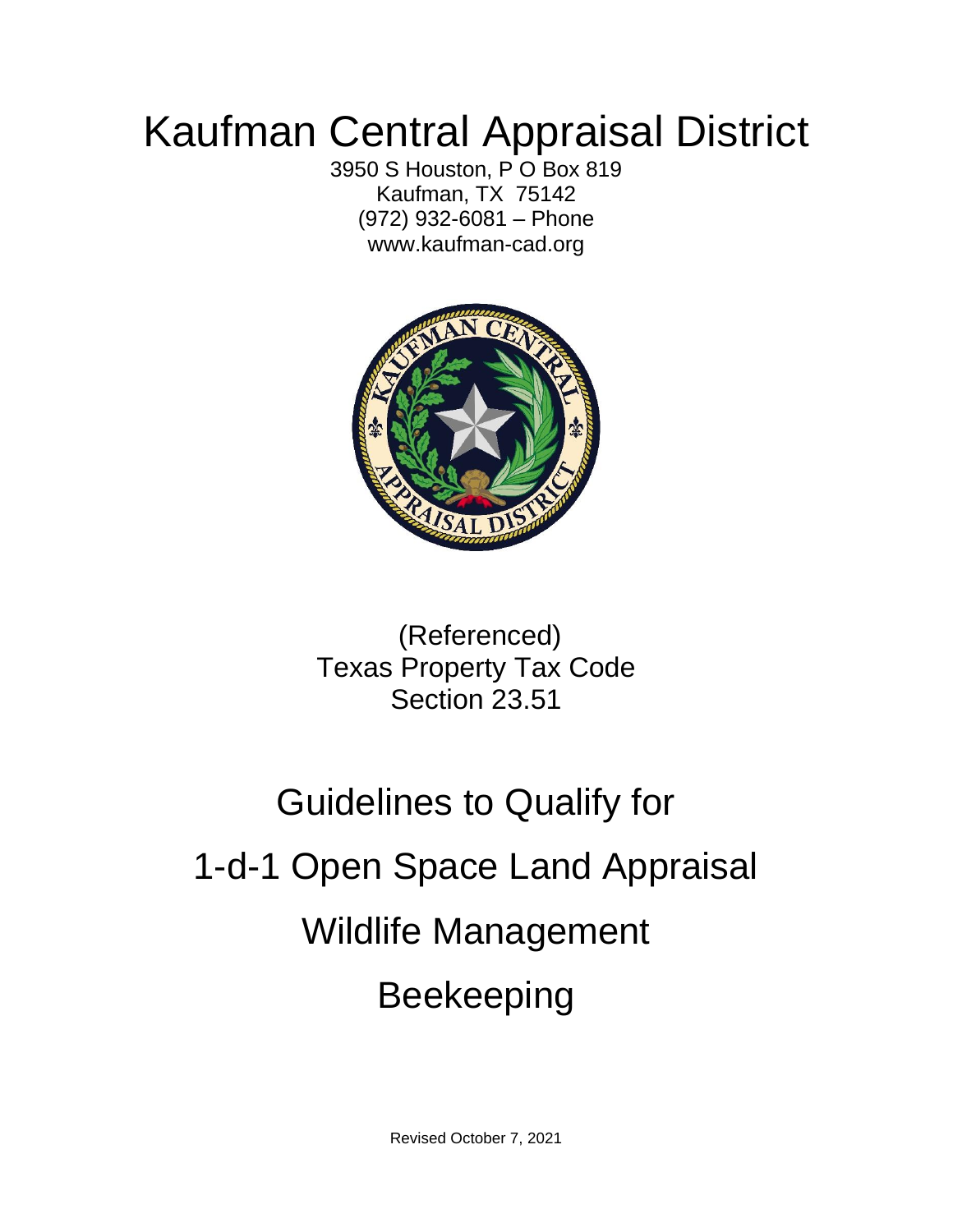# Kaufman Central Appraisal District

3950 S Houston, P O Box 819
Kaufman, TX 75142
(972) 932-6081 – Phone
www.kaufman-cad.org

(Referenced)
Texas Property Tax Code
Section 23.51

## Guidelines to Qualify for

## 1-d-1 Open Space Land Appraisal

## Wildlife Management

## Beekeeping

Revised October 7, 2021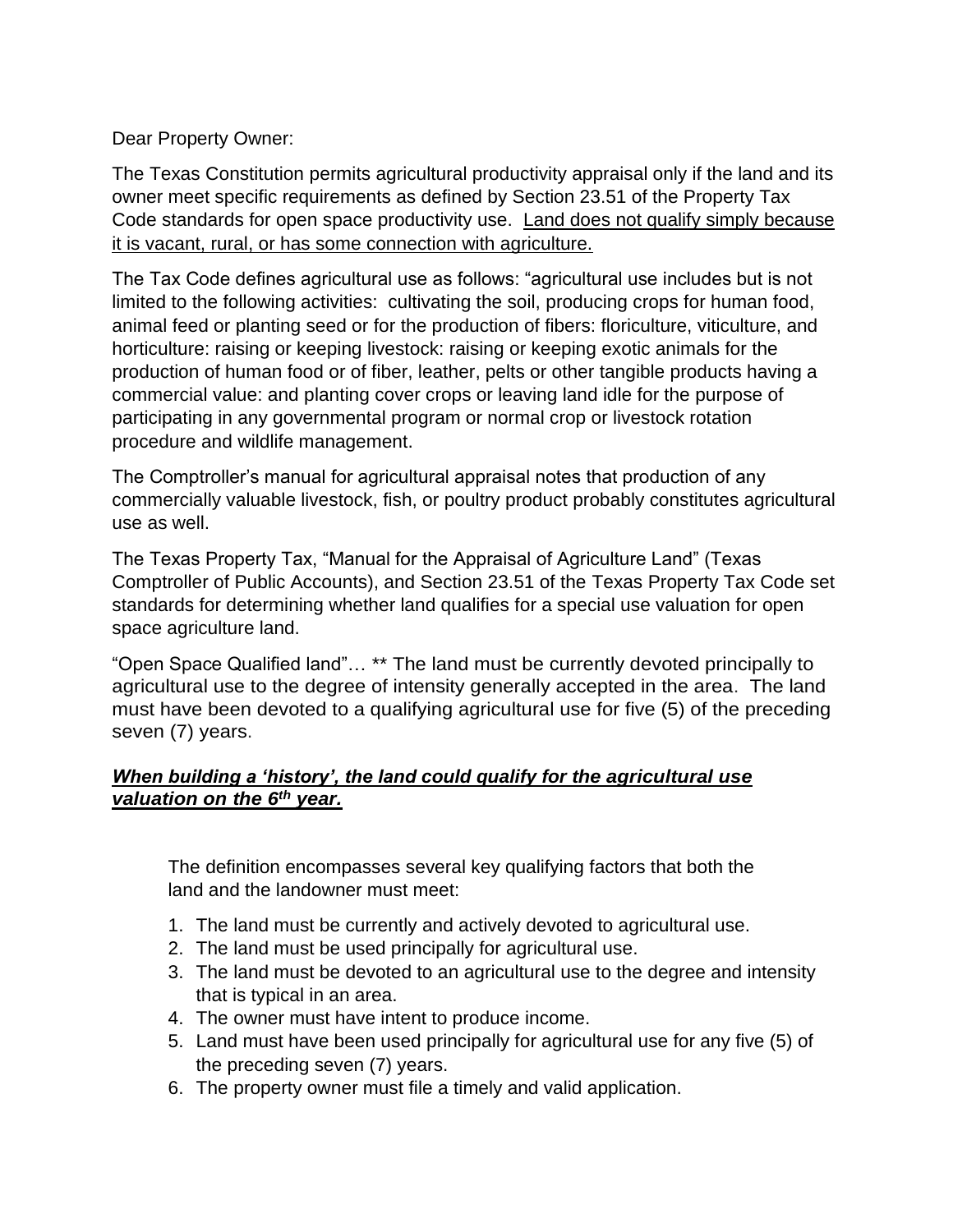Dear Property Owner:

The Texas Constitution permits agricultural productivity appraisal only if the land and its owner meet specific requirements as defined by Section 23.51 of the Property Tax Code standards for open space productivity use. <u>Land does not qualify simply because it is vacant, rural, or has some connection with agriculture.</u>

The Tax Code defines agricultural use as follows: "agricultural use includes but is not limited to the following activities: cultivating the soil, producing crops for human food, animal feed or planting seed or for the production of fibers: floriculture, viticulture, and horticulture: raising or keeping livestock: raising or keeping exotic animals for the production of human food or of fiber, leather, pelts or other tangible products having a commercial value: and planting cover crops or leaving land idle for the purpose of participating in any governmental program or normal crop or livestock rotation procedure and wildlife management.

The Comptroller's manual for agricultural appraisal notes that production of any commercially valuable livestock, fish, or poultry product probably constitutes agricultural use as well.

The Texas Property Tax, "Manual for the Appraisal of Agriculture Land" (Texas Comptroller of Public Accounts), and Section 23.51 of the Texas Property Tax Code set standards for determining whether land qualifies for a special use valuation for open space agriculture land.

"Open Space Qualified land"… ** The land must be currently devoted principally to agricultural use to the degree of intensity generally accepted in the area. The land must have been devoted to a qualifying agricultural use for five (5) of the preceding seven (7) years.

***<u>When building a 'history', the land could qualify for the agricultural use valuation on the 6th year.</u>***

The definition encompasses several key qualifying factors that both the land and the landowner must meet:

1. The land must be currently and actively devoted to agricultural use.
2. The land must be used principally for agricultural use.
3. The land must be devoted to an agricultural use to the degree and intensity that is typical in an area.
4. The owner must have intent to produce income.
5. Land must have been used principally for agricultural use for any five (5) of the preceding seven (7) years.
6. The property owner must file a timely and valid application.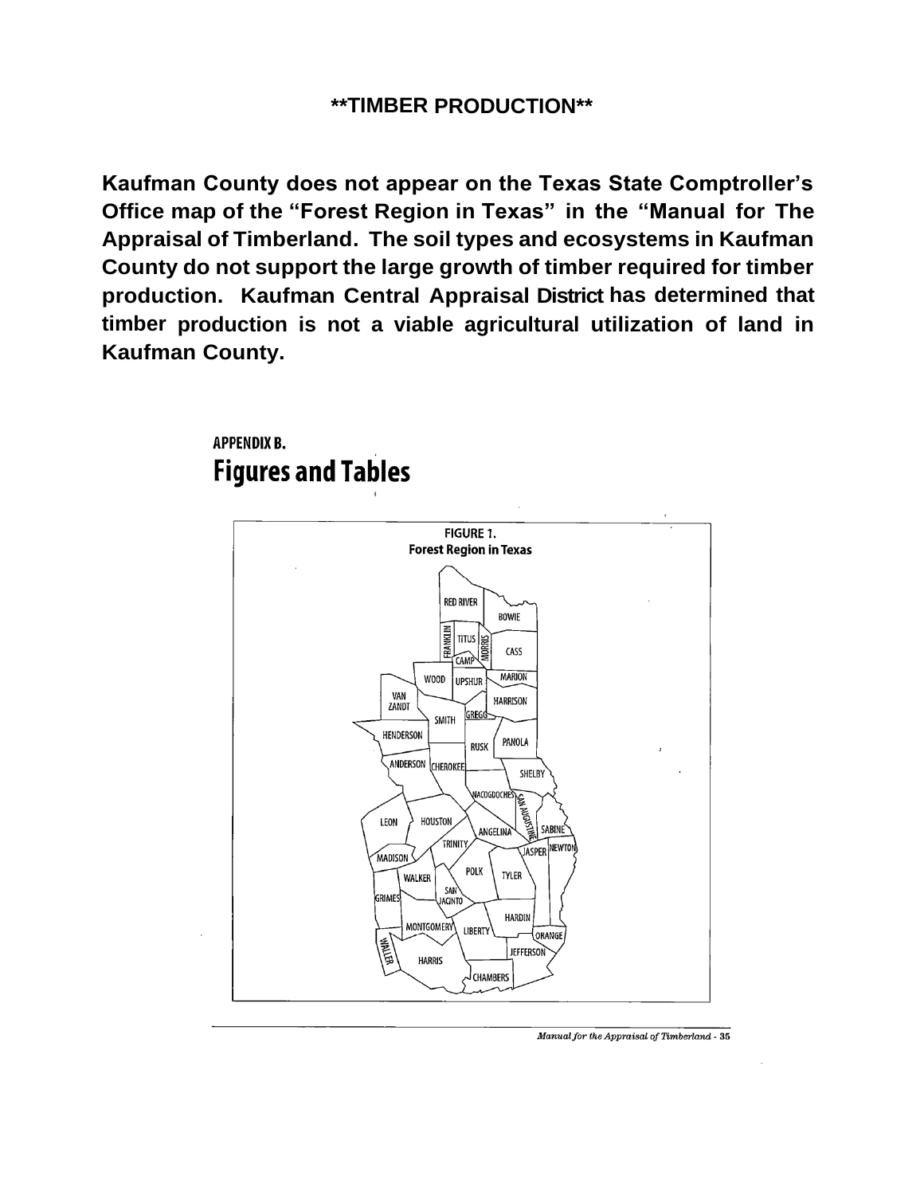## **TIMBER PRODUCTION**

**Kaufman County does not appear on the Texas State Comptroller's Office map of the "Forest Region in Texas" in the "Manual for The Appraisal of Timberland. The soil types and ecosystems in Kaufman County do not support the large growth of timber required for timber production. Kaufman Central Appraisal District has determined that timber production is not a viable agricultural utilization of land in Kaufman County.**

APPENDIX B.

# Figures and Tables

FIGURE 1.
Forest Region in Texas

RED RIVER, BOWIE, FRANKLIN, TITUS, MORRIS, CAMP, CASS, WOOD, UPSHUR, MARION, VAN ZANDT, HARRISON, GREGG, SMITH, HENDERSON, RUSK, PANOLA, ANDERSON, CHEROKEE, SHELBY, NACOGDOCHES, SAN AUGUSTINE, LEON, HOUSTON, ANGELINA, SABINE, TRINITY, JASPER, NEWTON, MADISON, POLK, TYLER, WALKER, SAN JACINTO, GRIMES, HARDIN, MONTGOMERY, LIBERTY, ORANGE, WALLER, JEFFERSON, HARRIS, CHAMBERS

*Manual for the Appraisal of Timberland - 35*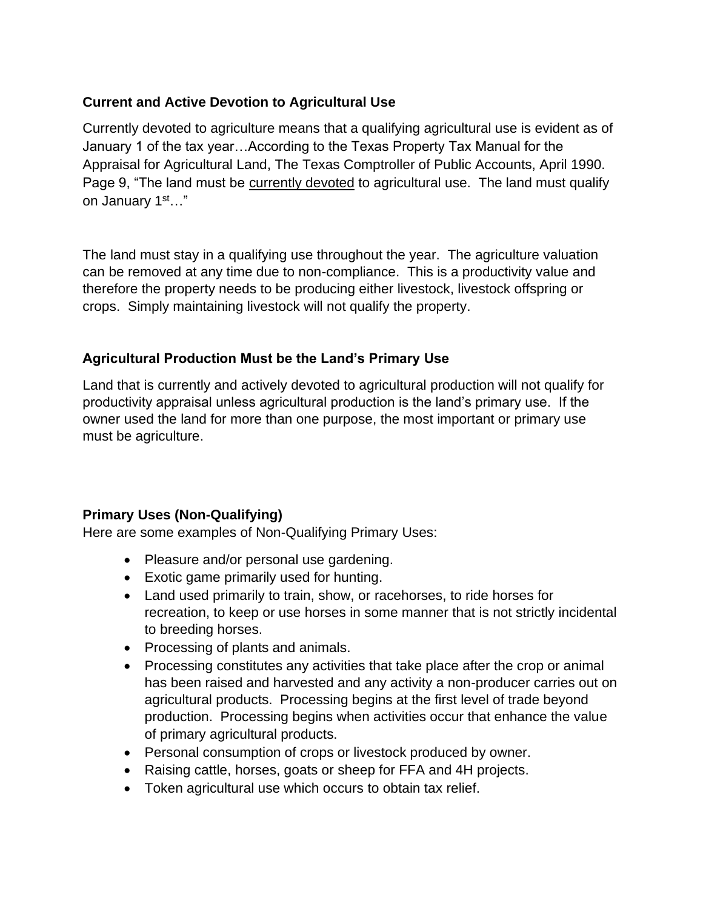**Current and Active Devotion to Agricultural Use**

Currently devoted to agriculture means that a qualifying agricultural use is evident as of January 1 of the tax year…According to the Texas Property Tax Manual for the Appraisal for Agricultural Land, The Texas Comptroller of Public Accounts, April 1990. Page 9, "The land must be currently devoted to agricultural use. The land must qualify on January 1st…"

The land must stay in a qualifying use throughout the year. The agriculture valuation can be removed at any time due to non-compliance. This is a productivity value and therefore the property needs to be producing either livestock, livestock offspring or crops. Simply maintaining livestock will not qualify the property.

**Agricultural Production Must be the Land's Primary Use**

Land that is currently and actively devoted to agricultural production will not qualify for productivity appraisal unless agricultural production is the land's primary use. If the owner used the land for more than one purpose, the most important or primary use must be agriculture.

**Primary Uses (Non-Qualifying)**

Here are some examples of Non-Qualifying Primary Uses:

- Pleasure and/or personal use gardening.
- Exotic game primarily used for hunting.
- Land used primarily to train, show, or racehorses, to ride horses for recreation, to keep or use horses in some manner that is not strictly incidental to breeding horses.
- Processing of plants and animals.
- Processing constitutes any activities that take place after the crop or animal has been raised and harvested and any activity a non-producer carries out on agricultural products. Processing begins at the first level of trade beyond production. Processing begins when activities occur that enhance the value of primary agricultural products.
- Personal consumption of crops or livestock produced by owner.
- Raising cattle, horses, goats or sheep for FFA and 4H projects.
- Token agricultural use which occurs to obtain tax relief.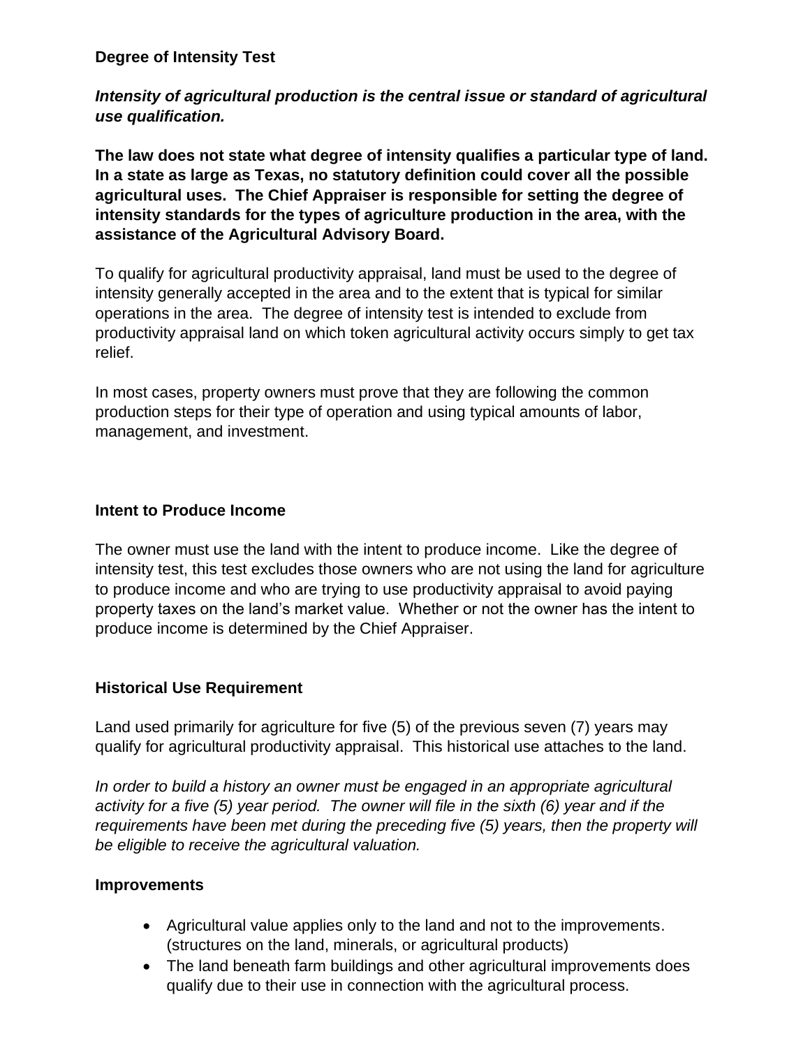**Degree of Intensity Test**

***Intensity of agricultural production is the central issue or standard of agricultural use qualification.***

**The law does not state what degree of intensity qualifies a particular type of land. In a state as large as Texas, no statutory definition could cover all the possible agricultural uses. The Chief Appraiser is responsible for setting the degree of intensity standards for the types of agriculture production in the area, with the assistance of the Agricultural Advisory Board.**

To qualify for agricultural productivity appraisal, land must be used to the degree of intensity generally accepted in the area and to the extent that is typical for similar operations in the area. The degree of intensity test is intended to exclude from productivity appraisal land on which token agricultural activity occurs simply to get tax relief.

In most cases, property owners must prove that they are following the common production steps for their type of operation and using typical amounts of labor, management, and investment.

**Intent to Produce Income**

The owner must use the land with the intent to produce income. Like the degree of intensity test, this test excludes those owners who are not using the land for agriculture to produce income and who are trying to use productivity appraisal to avoid paying property taxes on the land's market value. Whether or not the owner has the intent to produce income is determined by the Chief Appraiser.

**Historical Use Requirement**

Land used primarily for agriculture for five (5) of the previous seven (7) years may qualify for agricultural productivity appraisal. This historical use attaches to the land.

*In order to build a history an owner must be engaged in an appropriate agricultural activity for a five (5) year period. The owner will file in the sixth (6) year and if the requirements have been met during the preceding five (5) years, then the property will be eligible to receive the agricultural valuation.*

**Improvements**

- Agricultural value applies only to the land and not to the improvements. (structures on the land, minerals, or agricultural products)
- The land beneath farm buildings and other agricultural improvements does qualify due to their use in connection with the agricultural process.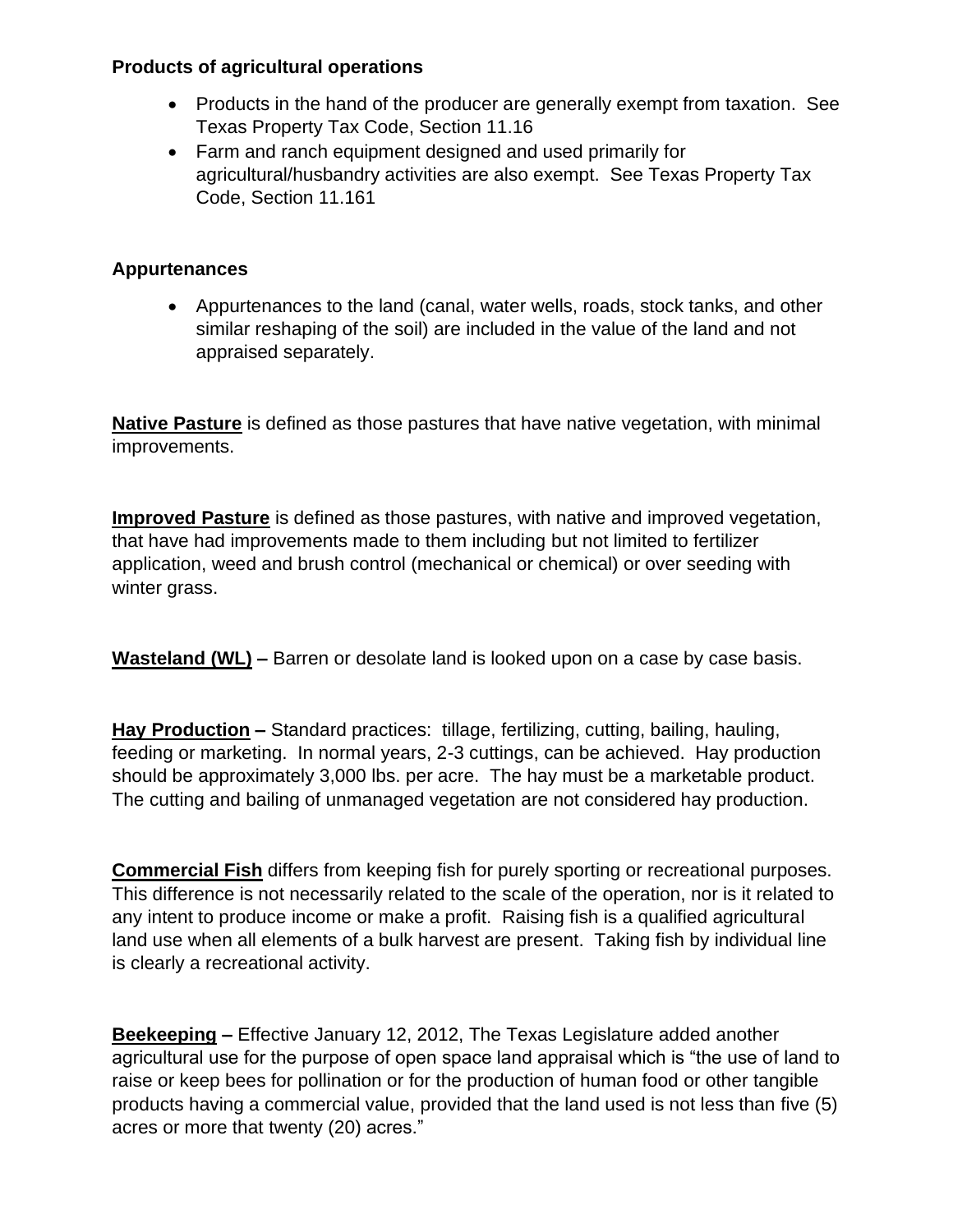**Products of agricultural operations**

- Products in the hand of the producer are generally exempt from taxation. See Texas Property Tax Code, Section 11.16
- Farm and ranch equipment designed and used primarily for agricultural/husbandry activities are also exempt. See Texas Property Tax Code, Section 11.161

**Appurtenances**

- Appurtenances to the land (canal, water wells, roads, stock tanks, and other similar reshaping of the soil) are included in the value of the land and not appraised separately.

**Native Pasture** is defined as those pastures that have native vegetation, with minimal improvements.

**Improved Pasture** is defined as those pastures, with native and improved vegetation, that have had improvements made to them including but not limited to fertilizer application, weed and brush control (mechanical or chemical) or over seeding with winter grass.

**Wasteland (WL) –** Barren or desolate land is looked upon on a case by case basis.

**Hay Production –** Standard practices: tillage, fertilizing, cutting, bailing, hauling, feeding or marketing. In normal years, 2-3 cuttings, can be achieved. Hay production should be approximately 3,000 lbs. per acre. The hay must be a marketable product. The cutting and bailing of unmanaged vegetation are not considered hay production.

**Commercial Fish** differs from keeping fish for purely sporting or recreational purposes. This difference is not necessarily related to the scale of the operation, nor is it related to any intent to produce income or make a profit. Raising fish is a qualified agricultural land use when all elements of a bulk harvest are present. Taking fish by individual line is clearly a recreational activity.

**Beekeeping –** Effective January 12, 2012, The Texas Legislature added another agricultural use for the purpose of open space land appraisal which is "the use of land to raise or keep bees for pollination or for the production of human food or other tangible products having a commercial value, provided that the land used is not less than five (5) acres or more that twenty (20) acres."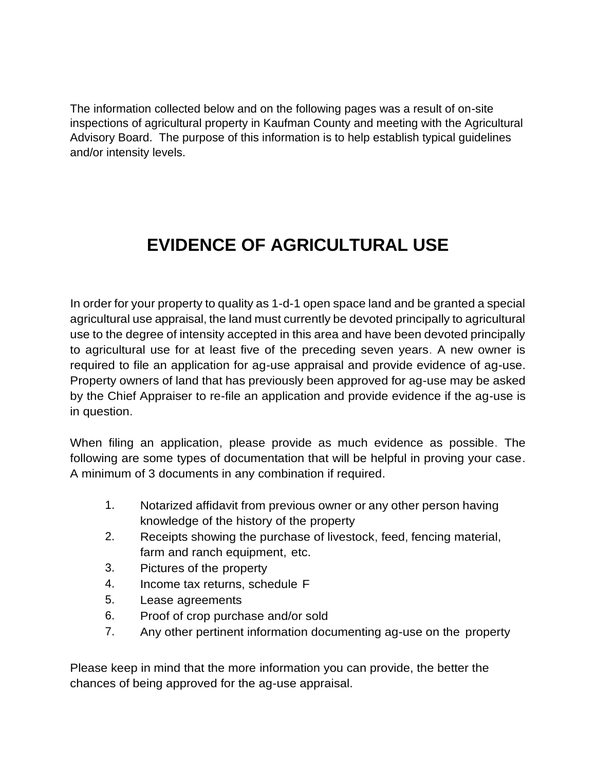The information collected below and on the following pages was a result of on-site inspections of agricultural property in Kaufman County and meeting with the Agricultural Advisory Board. The purpose of this information is to help establish typical guidelines and/or intensity levels.

# EVIDENCE OF AGRICULTURAL USE

In order for your property to quality as 1-d-1 open space land and be granted a special agricultural use appraisal, the land must currently be devoted principally to agricultural use to the degree of intensity accepted in this area and have been devoted principally to agricultural use for at least five of the preceding seven years. A new owner is required to file an application for ag-use appraisal and provide evidence of ag-use. Property owners of land that has previously been approved for ag-use may be asked by the Chief Appraiser to re-file an application and provide evidence if the ag-use is in question.

When filing an application, please provide as much evidence as possible. The following are some types of documentation that will be helpful in proving your case. A minimum of 3 documents in any combination if required.

1. Notarized affidavit from previous owner or any other person having knowledge of the history of the property
2. Receipts showing the purchase of livestock, feed, fencing material, farm and ranch equipment, etc.
3. Pictures of the property
4. Income tax returns, schedule F
5. Lease agreements
6. Proof of crop purchase and/or sold
7. Any other pertinent information documenting ag-use on the property

Please keep in mind that the more information you can provide, the better the chances of being approved for the ag-use appraisal.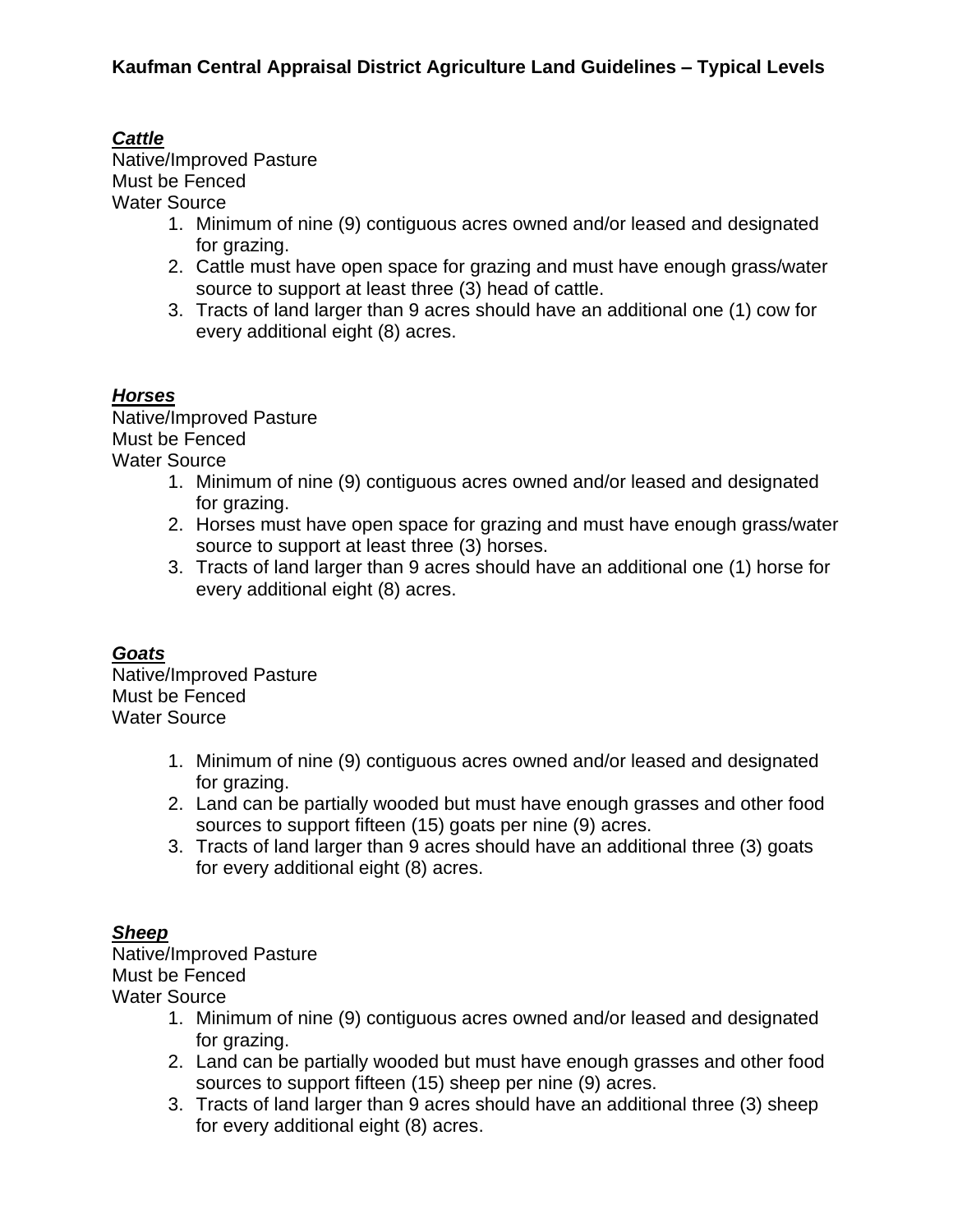**Kaufman Central Appraisal District Agriculture Land Guidelines – Typical Levels**

***Cattle***

Native/Improved Pasture
Must be Fenced
Water Source

1. Minimum of nine (9) contiguous acres owned and/or leased and designated for grazing.
2. Cattle must have open space for grazing and must have enough grass/water source to support at least three (3) head of cattle.
3. Tracts of land larger than 9 acres should have an additional one (1) cow for every additional eight (8) acres.

***Horses***

Native/Improved Pasture
Must be Fenced
Water Source

1. Minimum of nine (9) contiguous acres owned and/or leased and designated for grazing.
2. Horses must have open space for grazing and must have enough grass/water source to support at least three (3) horses.
3. Tracts of land larger than 9 acres should have an additional one (1) horse for every additional eight (8) acres.

***Goats***

Native/Improved Pasture
Must be Fenced
Water Source

1. Minimum of nine (9) contiguous acres owned and/or leased and designated for grazing.
2. Land can be partially wooded but must have enough grasses and other food sources to support fifteen (15) goats per nine (9) acres.
3. Tracts of land larger than 9 acres should have an additional three (3) goats for every additional eight (8) acres.

***Sheep***

Native/Improved Pasture
Must be Fenced
Water Source

1. Minimum of nine (9) contiguous acres owned and/or leased and designated for grazing.
2. Land can be partially wooded but must have enough grasses and other food sources to support fifteen (15) sheep per nine (9) acres.
3. Tracts of land larger than 9 acres should have an additional three (3) sheep for every additional eight (8) acres.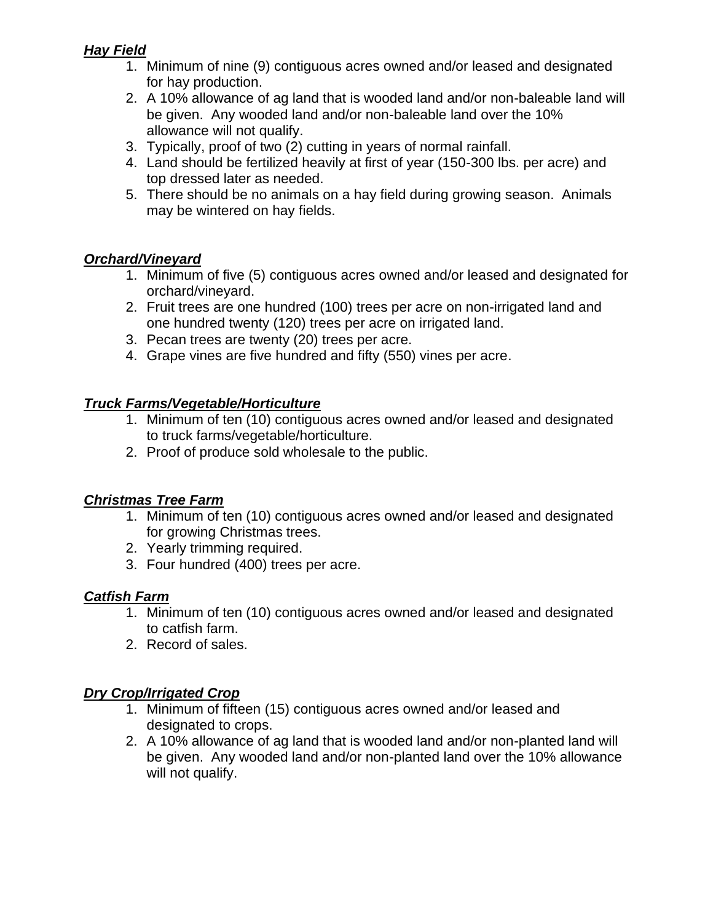***Hay Field***

1. Minimum of nine (9) contiguous acres owned and/or leased and designated for hay production.
2. A 10% allowance of ag land that is wooded land and/or non-baleable land will be given. Any wooded land and/or non-baleable land over the 10% allowance will not qualify.
3. Typically, proof of two (2) cutting in years of normal rainfall.
4. Land should be fertilized heavily at first of year (150-300 lbs. per acre) and top dressed later as needed.
5. There should be no animals on a hay field during growing season. Animals may be wintered on hay fields.

***Orchard/Vineyard***

1. Minimum of five (5) contiguous acres owned and/or leased and designated for orchard/vineyard.
2. Fruit trees are one hundred (100) trees per acre on non-irrigated land and one hundred twenty (120) trees per acre on irrigated land.
3. Pecan trees are twenty (20) trees per acre.
4. Grape vines are five hundred and fifty (550) vines per acre.

***Truck Farms/Vegetable/Horticulture***

1. Minimum of ten (10) contiguous acres owned and/or leased and designated to truck farms/vegetable/horticulture.
2. Proof of produce sold wholesale to the public.

***Christmas Tree Farm***

1. Minimum of ten (10) contiguous acres owned and/or leased and designated for growing Christmas trees.
2. Yearly trimming required.
3. Four hundred (400) trees per acre.

***Catfish Farm***

1. Minimum of ten (10) contiguous acres owned and/or leased and designated to catfish farm.
2. Record of sales.

***Dry Crop/Irrigated Crop***

1. Minimum of fifteen (15) contiguous acres owned and/or leased and designated to crops.
2. A 10% allowance of ag land that is wooded land and/or non-planted land will be given. Any wooded land and/or non-planted land over the 10% allowance will not qualify.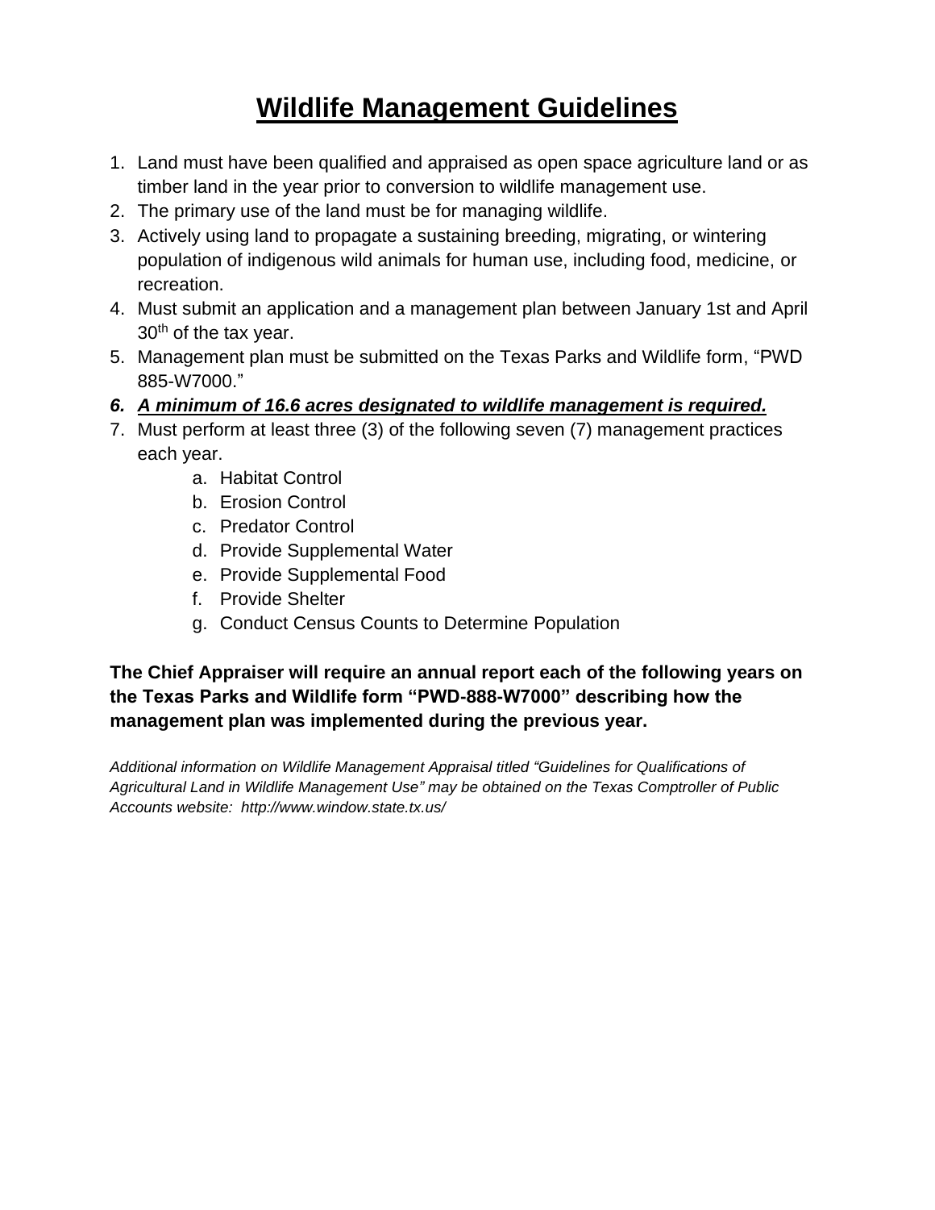# Wildlife Management Guidelines

1. Land must have been qualified and appraised as open space agriculture land or as timber land in the year prior to conversion to wildlife management use.
2. The primary use of the land must be for managing wildlife.
3. Actively using land to propagate a sustaining breeding, migrating, or wintering population of indigenous wild animals for human use, including food, medicine, or recreation.
4. Must submit an application and a management plan between January 1st and April 30th of the tax year.
5. Management plan must be submitted on the Texas Parks and Wildlife form, "PWD 885-W7000."
6. ***A minimum of 16.6 acres designated to wildlife management is required.***
7. Must perform at least three (3) of the following seven (7) management practices each year.
    a. Habitat Control
    b. Erosion Control
    c. Predator Control
    d. Provide Supplemental Water
    e. Provide Supplemental Food
    f. Provide Shelter
    g. Conduct Census Counts to Determine Population

**The Chief Appraiser will require an annual report each of the following years on the Texas Parks and Wildlife form "PWD-888-W7000" describing how the management plan was implemented during the previous year.**

*Additional information on Wildlife Management Appraisal titled "Guidelines for Qualifications of Agricultural Land in Wildlife Management Use" may be obtained on the Texas Comptroller of Public Accounts website: http://www.window.state.tx.us/*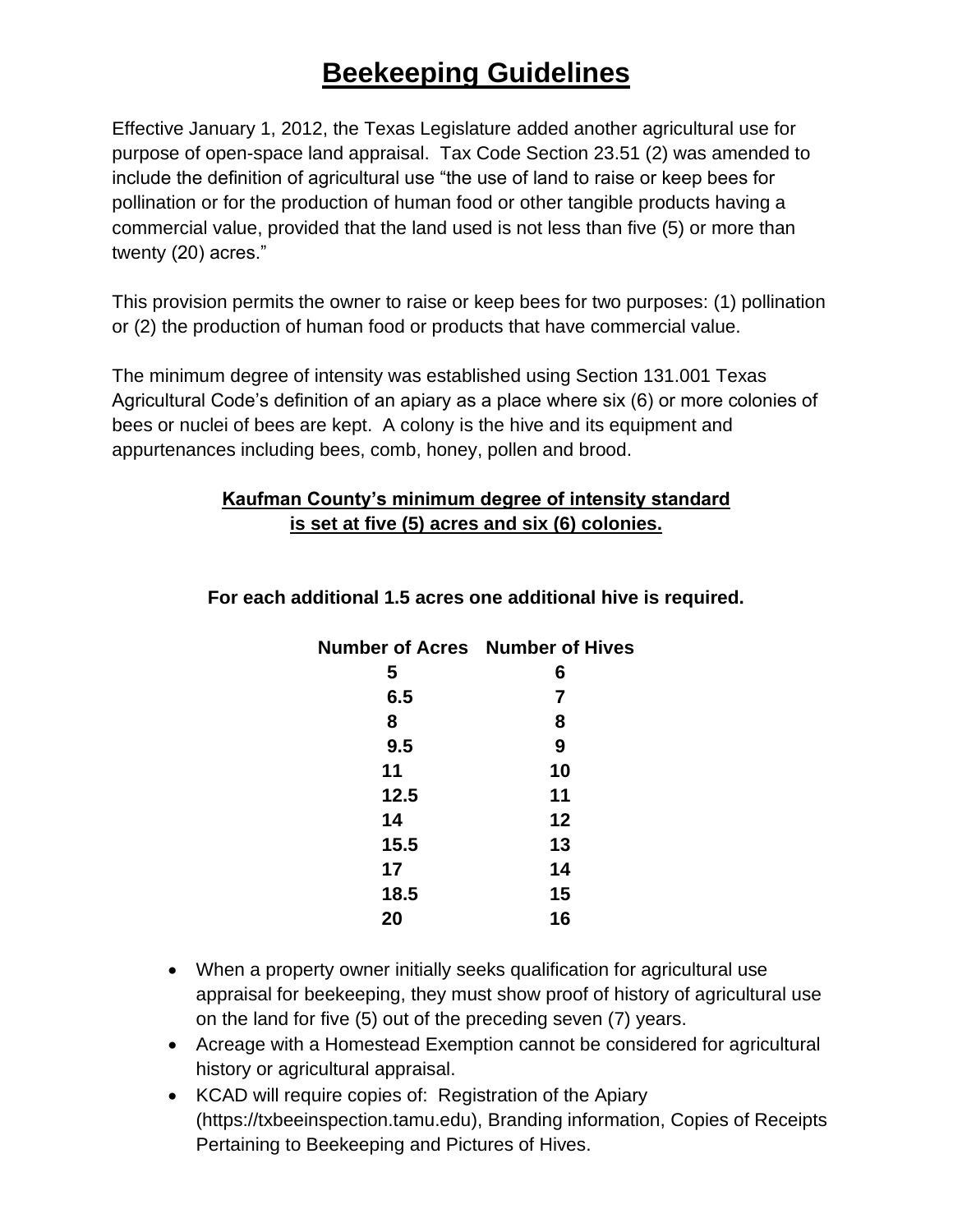# Beekeeping Guidelines

Effective January 1, 2012, the Texas Legislature added another agricultural use for purpose of open-space land appraisal. Tax Code Section 23.51 (2) was amended to include the definition of agricultural use "the use of land to raise or keep bees for pollination or for the production of human food or other tangible products having a commercial value, provided that the land used is not less than five (5) or more than twenty (20) acres."

This provision permits the owner to raise or keep bees for two purposes: (1) pollination or (2) the production of human food or products that have commercial value.

The minimum degree of intensity was established using Section 131.001 Texas Agricultural Code's definition of an apiary as a place where six (6) or more colonies of bees or nuclei of bees are kept. A colony is the hive and its equipment and appurtenances including bees, comb, honey, pollen and brood.

**Kaufman County's minimum degree of intensity standard is set at five (5) acres and six (6) colonies.**

**For each additional 1.5 acres one additional hive is required.**

| Number of Acres | Number of Hives |
|---|---|
| 5 | 6 |
| 6.5 | 7 |
| 8 | 8 |
| 9.5 | 9 |
| 11 | 10 |
| 12.5 | 11 |
| 14 | 12 |
| 15.5 | 13 |
| 17 | 14 |
| 18.5 | 15 |
| 20 | 16 |

- When a property owner initially seeks qualification for agricultural use appraisal for beekeeping, they must show proof of history of agricultural use on the land for five (5) out of the preceding seven (7) years.
- Acreage with a Homestead Exemption cannot be considered for agricultural history or agricultural appraisal.
- KCAD will require copies of: Registration of the Apiary (https://txbeeinspection.tamu.edu), Branding information, Copies of Receipts Pertaining to Beekeeping and Pictures of Hives.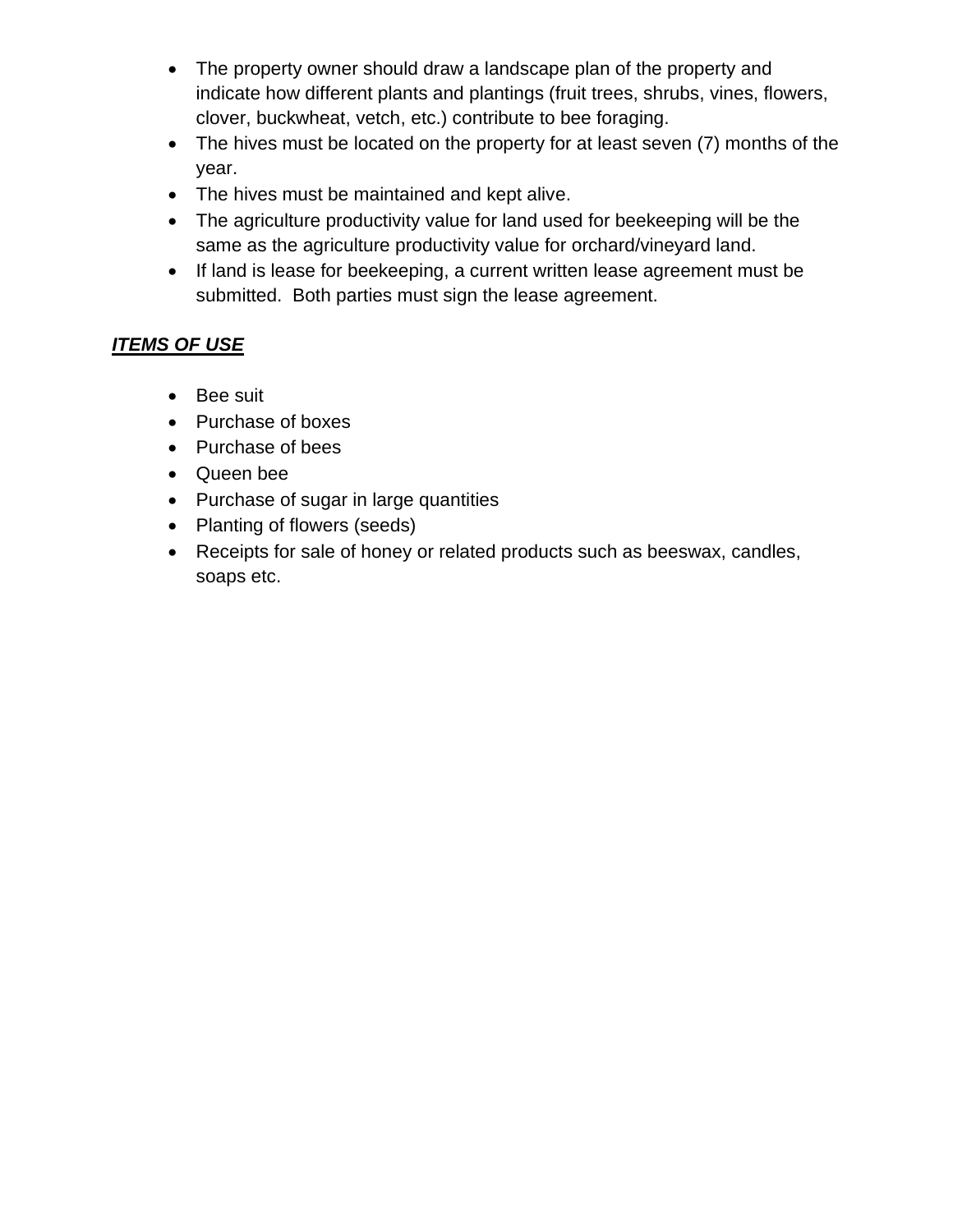- The property owner should draw a landscape plan of the property and indicate how different plants and plantings (fruit trees, shrubs, vines, flowers, clover, buckwheat, vetch, etc.) contribute to bee foraging.
- The hives must be located on the property for at least seven (7) months of the year.
- The hives must be maintained and kept alive.
- The agriculture productivity value for land used for beekeeping will be the same as the agriculture productivity value for orchard/vineyard land.
- If land is lease for beekeeping, a current written lease agreement must be submitted.  Both parties must sign the lease agreement.

***ITEMS OF USE***

- Bee suit
- Purchase of boxes
- Purchase of bees
- Queen bee
- Purchase of sugar in large quantities
- Planting of flowers (seeds)
- Receipts for sale of honey or related products such as beeswax, candles, soaps etc.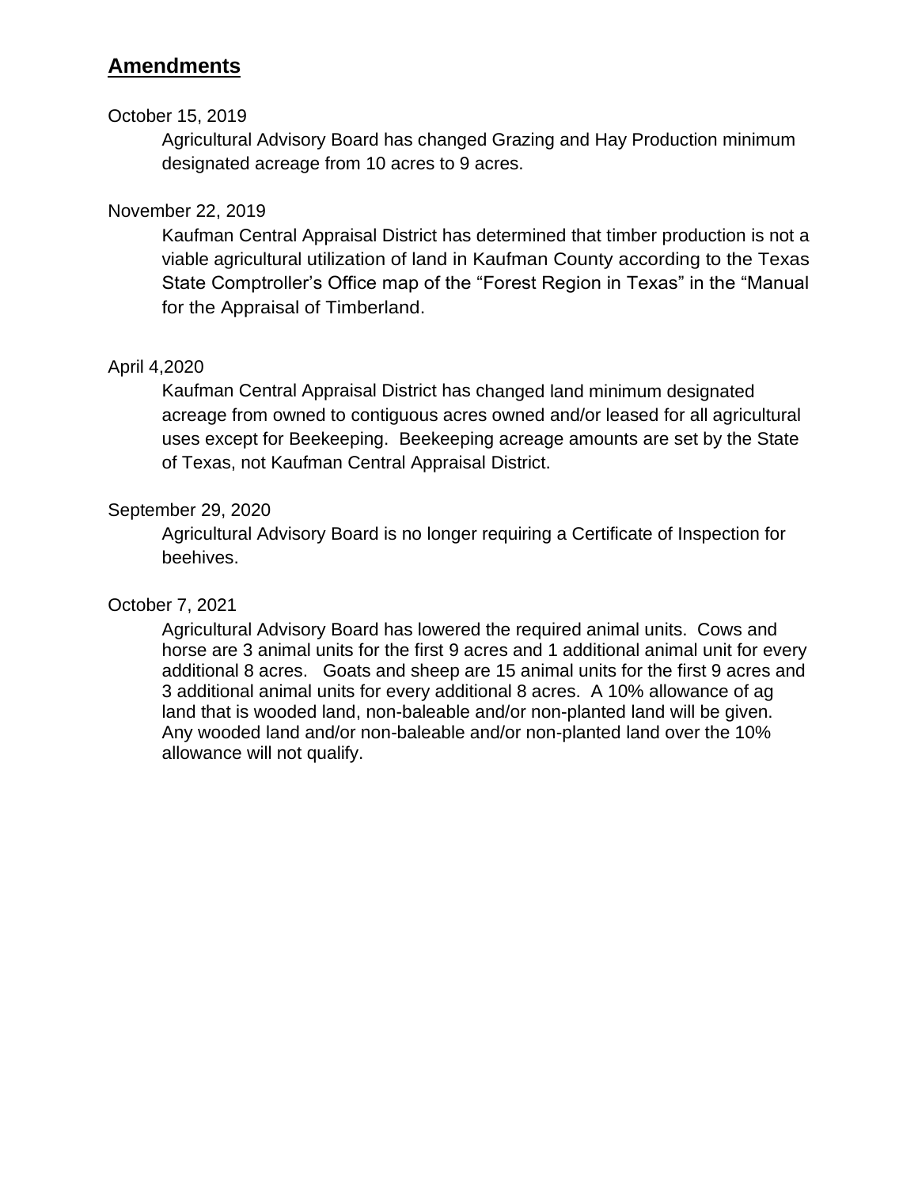## Amendments

October 15, 2019

Agricultural Advisory Board has changed Grazing and Hay Production minimum designated acreage from 10 acres to 9 acres.

November 22, 2019

Kaufman Central Appraisal District has determined that timber production is not a viable agricultural utilization of land in Kaufman County according to the Texas State Comptroller's Office map of the "Forest Region in Texas" in the "Manual for the Appraisal of Timberland.

April 4,2020

Kaufman Central Appraisal District has changed land minimum designated acreage from owned to contiguous acres owned and/or leased for all agricultural uses except for Beekeeping. Beekeeping acreage amounts are set by the State of Texas, not Kaufman Central Appraisal District.

September 29, 2020

Agricultural Advisory Board is no longer requiring a Certificate of Inspection for beehives.

October 7, 2021

Agricultural Advisory Board has lowered the required animal units. Cows and horse are 3 animal units for the first 9 acres and 1 additional animal unit for every additional 8 acres. Goats and sheep are 15 animal units for the first 9 acres and 3 additional animal units for every additional 8 acres. A 10% allowance of ag land that is wooded land, non-baleable and/or non-planted land will be given. Any wooded land and/or non-baleable and/or non-planted land over the 10% allowance will not qualify.